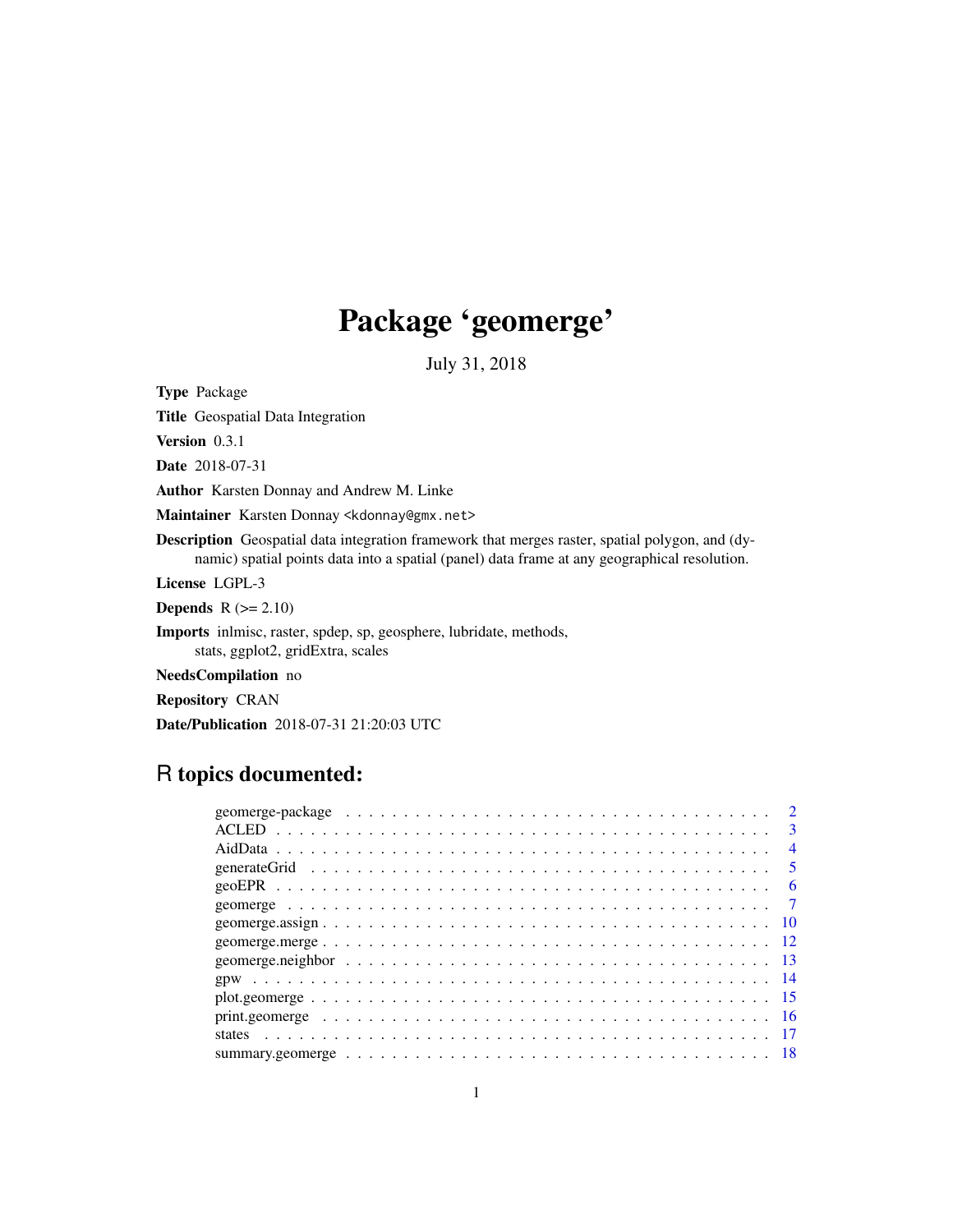# Package 'geomerge'

July 31, 2018

**Type** Package

**Title** Geospatial Data Integration

**Version** 0.3.1

**Date** 2018-07-31

**Author** Karsten Donnay and Andrew M. Linke

**Maintainer** Karsten Donnay <kdonnay@gmx.net>

**Description** Geospatial data integration framework that merges raster, spatial polygon, and (dynamic) spatial points data into a spatial (panel) data frame at any geographical resolution.

**License** LGPL-3

**Depends** R (>= 2.10)

**Imports** inlmisc, raster, spdep, sp, geosphere, lubridate, methods, stats, ggplot2, gridExtra, scales

**NeedsCompilation** no

**Repository** CRAN

**Date/Publication** 2018-07-31 21:20:03 UTC

## R topics documented:

| | |
|---|---|
| geomerge-package | 2 |
| ACLED | 3 |
| AidData | 4 |
| generateGrid | 5 |
| geoEPR | 6 |
| geomerge | 7 |
| geomerge.assign | 10 |
| geomerge.merge | 12 |
| geomerge.neighbor | 13 |
| gpw | 14 |
| plot.geomerge | 15 |
| print.geomerge | 16 |
| states | 17 |
| summary.geomerge | 18 |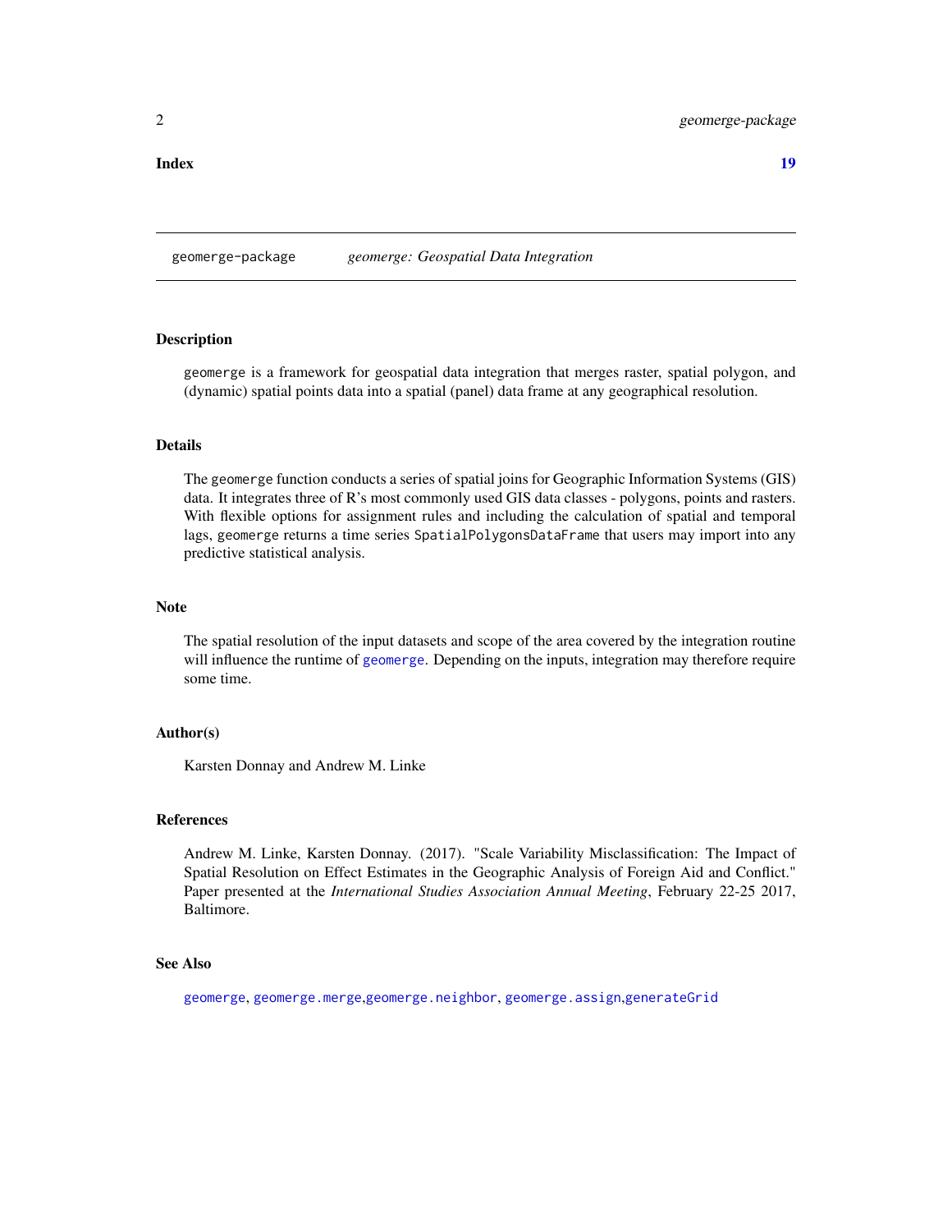**Index** 19

## geomerge-package *geomerge: Geospatial Data Integration*

### Description

geomerge is a framework for geospatial data integration that merges raster, spatial polygon, and (dynamic) spatial points data into a spatial (panel) data frame at any geographical resolution.

### Details

The geomerge function conducts a series of spatial joins for Geographic Information Systems (GIS) data. It integrates three of R's most commonly used GIS data classes - polygons, points and rasters. With flexible options for assignment rules and including the calculation of spatial and temporal lags, geomerge returns a time series SpatialPolygonsDataFrame that users may import into any predictive statistical analysis.

### Note

The spatial resolution of the input datasets and scope of the area covered by the integration routine will influence the runtime of geomerge. Depending on the inputs, integration may therefore require some time.

### Author(s)

Karsten Donnay and Andrew M. Linke

### References

Andrew M. Linke, Karsten Donnay. (2017). "Scale Variability Misclassification: The Impact of Spatial Resolution on Effect Estimates in the Geographic Analysis of Foreign Aid and Conflict." Paper presented at the *International Studies Association Annual Meeting*, February 22-25 2017, Baltimore.

### See Also

geomerge, geomerge.merge,geomerge.neighbor, geomerge.assign,generateGrid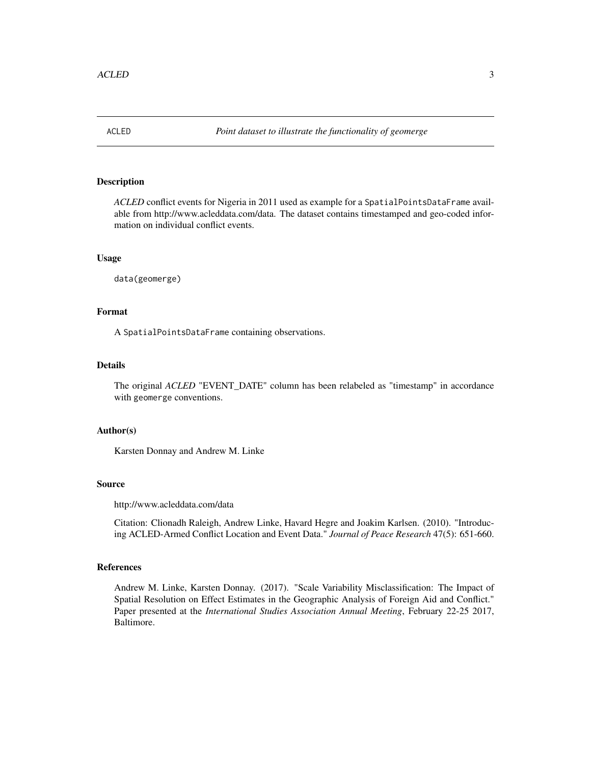## ACLED — *Point dataset to illustrate the functionality of geomerge*

### Description

*ACLED* conflict events for Nigeria in 2011 used as example for a `SpatialPointsDataFrame` available from http://www.acleddata.com/data. The dataset contains timestamped and geo-coded information on individual conflict events.

### Usage

```
data(geomerge)
```

### Format

A `SpatialPointsDataFrame` containing observations.

### Details

The original *ACLED* "EVENT_DATE" column has been relabeled as "timestamp" in accordance with `geomerge` conventions.

### Author(s)

Karsten Donnay and Andrew M. Linke

### Source

http://www.acleddata.com/data

Citation: Clionadh Raleigh, Andrew Linke, Havard Hegre and Joakim Karlsen. (2010). "Introducing ACLED-Armed Conflict Location and Event Data." *Journal of Peace Research* 47(5): 651-660.

### References

Andrew M. Linke, Karsten Donnay. (2017). "Scale Variability Misclassification: The Impact of Spatial Resolution on Effect Estimates in the Geographic Analysis of Foreign Aid and Conflict." Paper presented at the *International Studies Association Annual Meeting*, February 22-25 2017, Baltimore.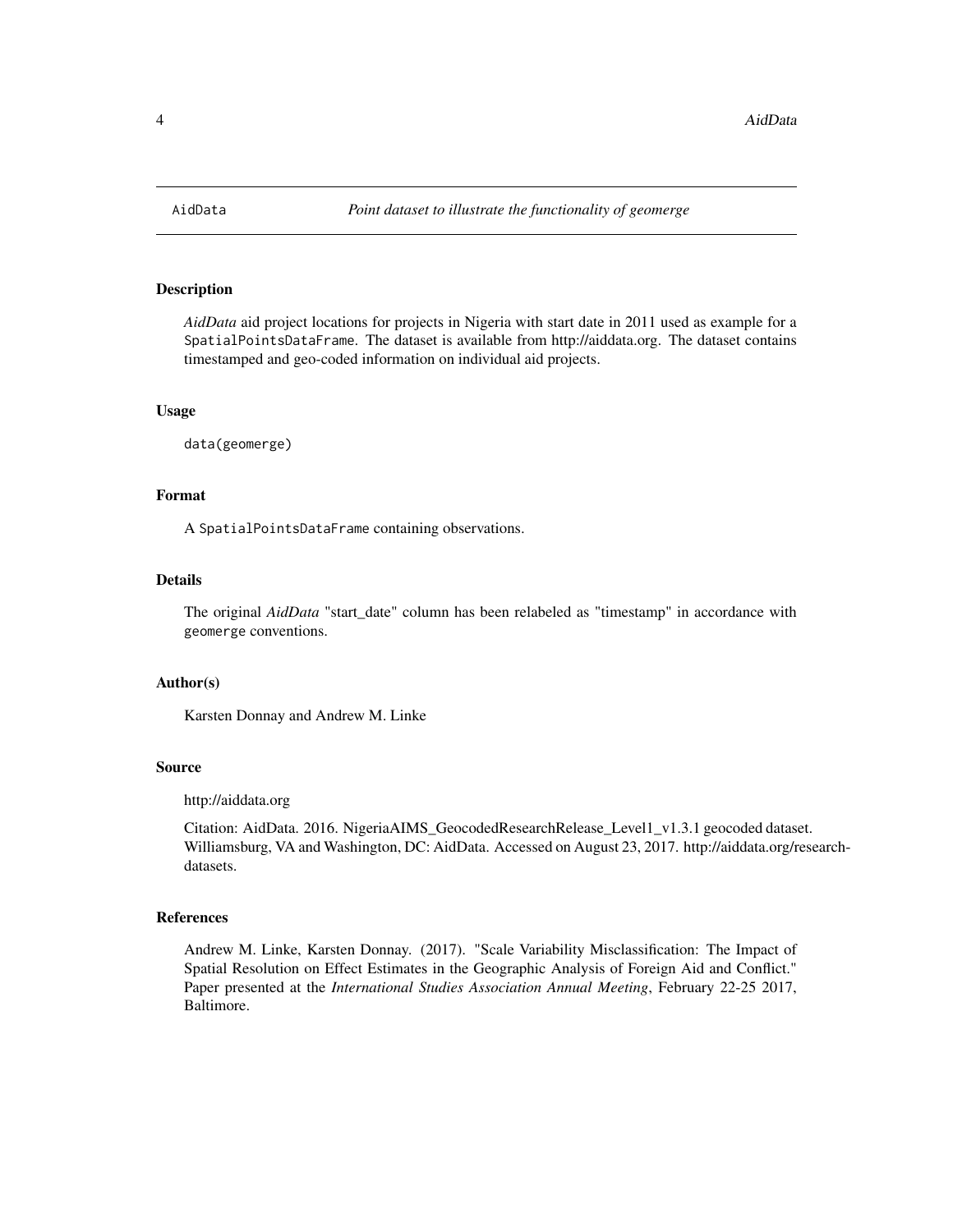AidData    *Point dataset to illustrate the functionality of geomerge*

## Description

*AidData* aid project locations for projects in Nigeria with start date in 2011 used as example for a SpatialPointsDataFrame. The dataset is available from http://aiddata.org. The dataset contains timestamped and geo-coded information on individual aid projects.

## Usage

```
data(geomerge)
```

## Format

A SpatialPointsDataFrame containing observations.

## Details

The original *AidData* "start_date" column has been relabeled as "timestamp" in accordance with geomerge conventions.

## Author(s)

Karsten Donnay and Andrew M. Linke

## Source

http://aiddata.org

Citation: AidData. 2016. NigeriaAIMS_GeocodedResearchRelease_Level1_v1.3.1 geocoded dataset. Williamsburg, VA and Washington, DC: AidData. Accessed on August 23, 2017. http://aiddata.org/research-datasets.

## References

Andrew M. Linke, Karsten Donnay. (2017). "Scale Variability Misclassification: The Impact of Spatial Resolution on Effect Estimates in the Geographic Analysis of Foreign Aid and Conflict." Paper presented at the *International Studies Association Annual Meeting*, February 22-25 2017, Baltimore.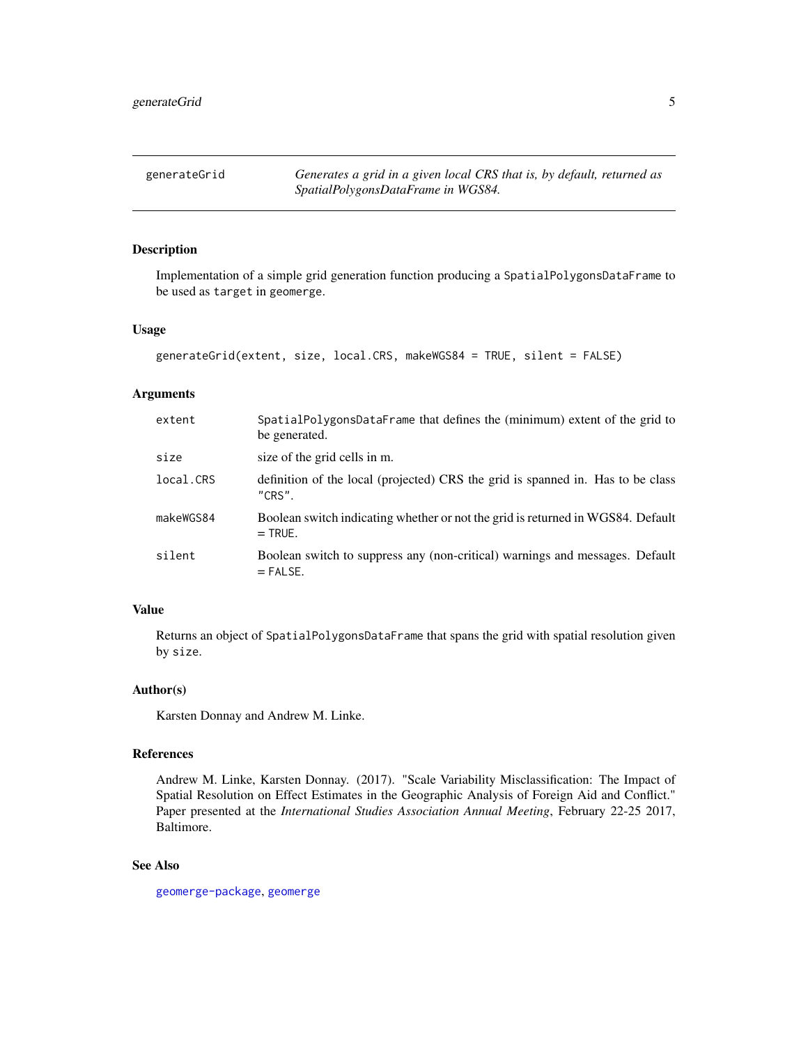## generateGrid — *Generates a grid in a given local CRS that is, by default, returned as SpatialPolygonsDataFrame in WGS84.*

### Description

Implementation of a simple grid generation function producing a `SpatialPolygonsDataFrame` to be used as `target` in `geomerge`.

### Usage

```
generateGrid(extent, size, local.CRS, makeWGS84 = TRUE, silent = FALSE)
```

### Arguments

| | |
|---|---|
| `extent` | `SpatialPolygonsDataFrame` that defines the (minimum) extent of the grid to be generated. |
| `size` | size of the grid cells in m. |
| `local.CRS` | definition of the local (projected) CRS the grid is spanned in. Has to be class `"CRS"`. |
| `makeWGS84` | Boolean switch indicating whether or not the grid is returned in WGS84. Default `= TRUE`. |
| `silent` | Boolean switch to suppress any (non-critical) warnings and messages. Default `= FALSE`. |

### Value

Returns an object of `SpatialPolygonsDataFrame` that spans the grid with spatial resolution given by `size`.

### Author(s)

Karsten Donnay and Andrew M. Linke.

### References

Andrew M. Linke, Karsten Donnay. (2017). "Scale Variability Misclassification: The Impact of Spatial Resolution on Effect Estimates in the Geographic Analysis of Foreign Aid and Conflict." Paper presented at the *International Studies Association Annual Meeting*, February 22-25 2017, Baltimore.

### See Also

`geomerge-package`, `geomerge`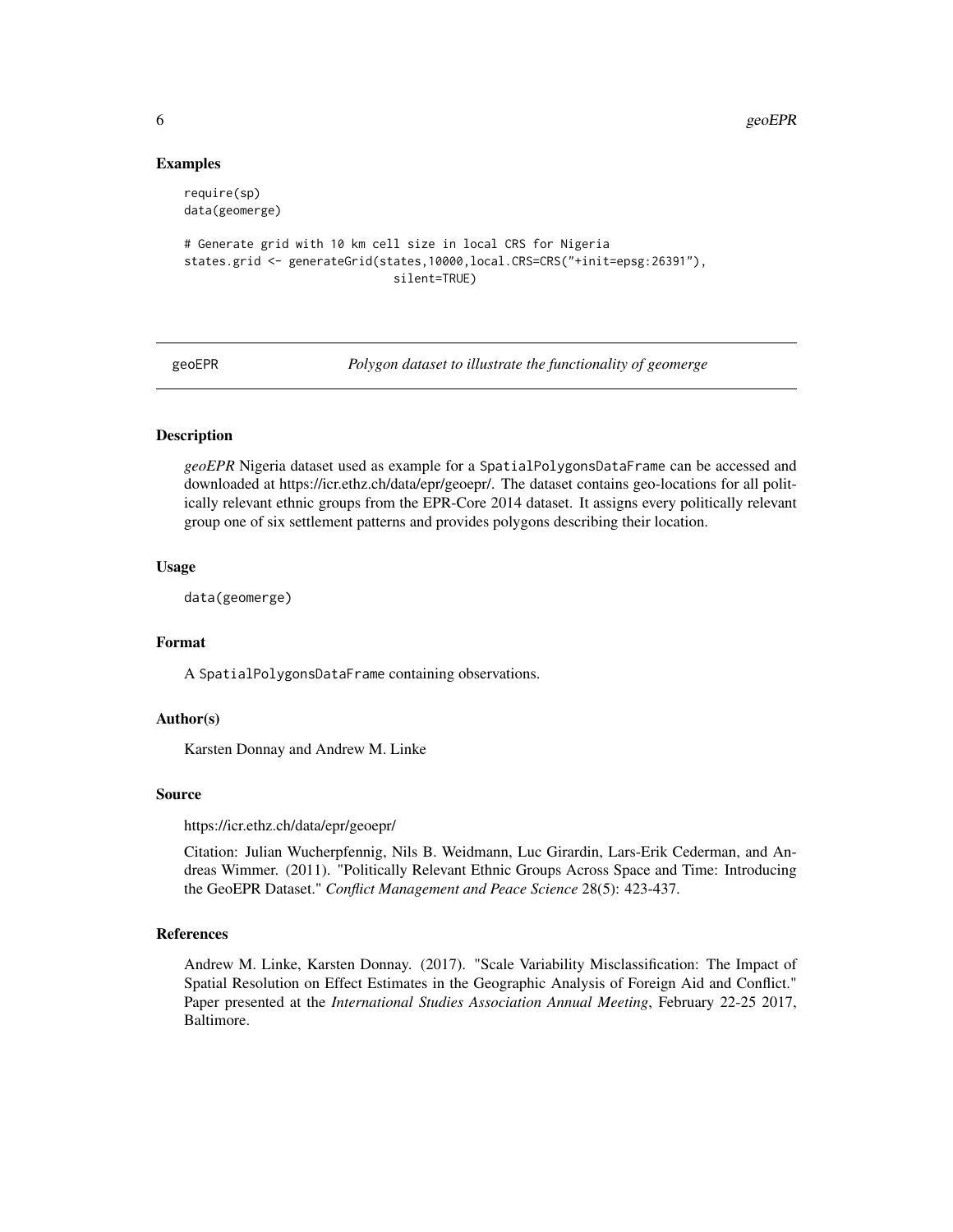### Examples

```
require(sp)
data(geomerge)

# Generate grid with 10 km cell size in local CRS for Nigeria
states.grid <- generateGrid(states,10000,local.CRS=CRS("+init=epsg:26391"),
                              silent=TRUE)
```

## geoEPR *Polygon dataset to illustrate the functionality of geomerge*

### Description

*geoEPR* Nigeria dataset used as example for a SpatialPolygonsDataFrame can be accessed and downloaded at https://icr.ethz.ch/data/epr/geoepr/. The dataset contains geo-locations for all politically relevant ethnic groups from the EPR-Core 2014 dataset. It assigns every politically relevant group one of six settlement patterns and provides polygons describing their location.

### Usage

```
data(geomerge)
```

### Format

A SpatialPolygonsDataFrame containing observations.

### Author(s)

Karsten Donnay and Andrew M. Linke

### Source

https://icr.ethz.ch/data/epr/geoepr/

Citation: Julian Wucherpfennig, Nils B. Weidmann, Luc Girardin, Lars-Erik Cederman, and Andreas Wimmer. (2011). "Politically Relevant Ethnic Groups Across Space and Time: Introducing the GeoEPR Dataset." *Conflict Management and Peace Science* 28(5): 423-437.

### References

Andrew M. Linke, Karsten Donnay. (2017). "Scale Variability Misclassification: The Impact of Spatial Resolution on Effect Estimates in the Geographic Analysis of Foreign Aid and Conflict." Paper presented at the *International Studies Association Annual Meeting*, February 22-25 2017, Baltimore.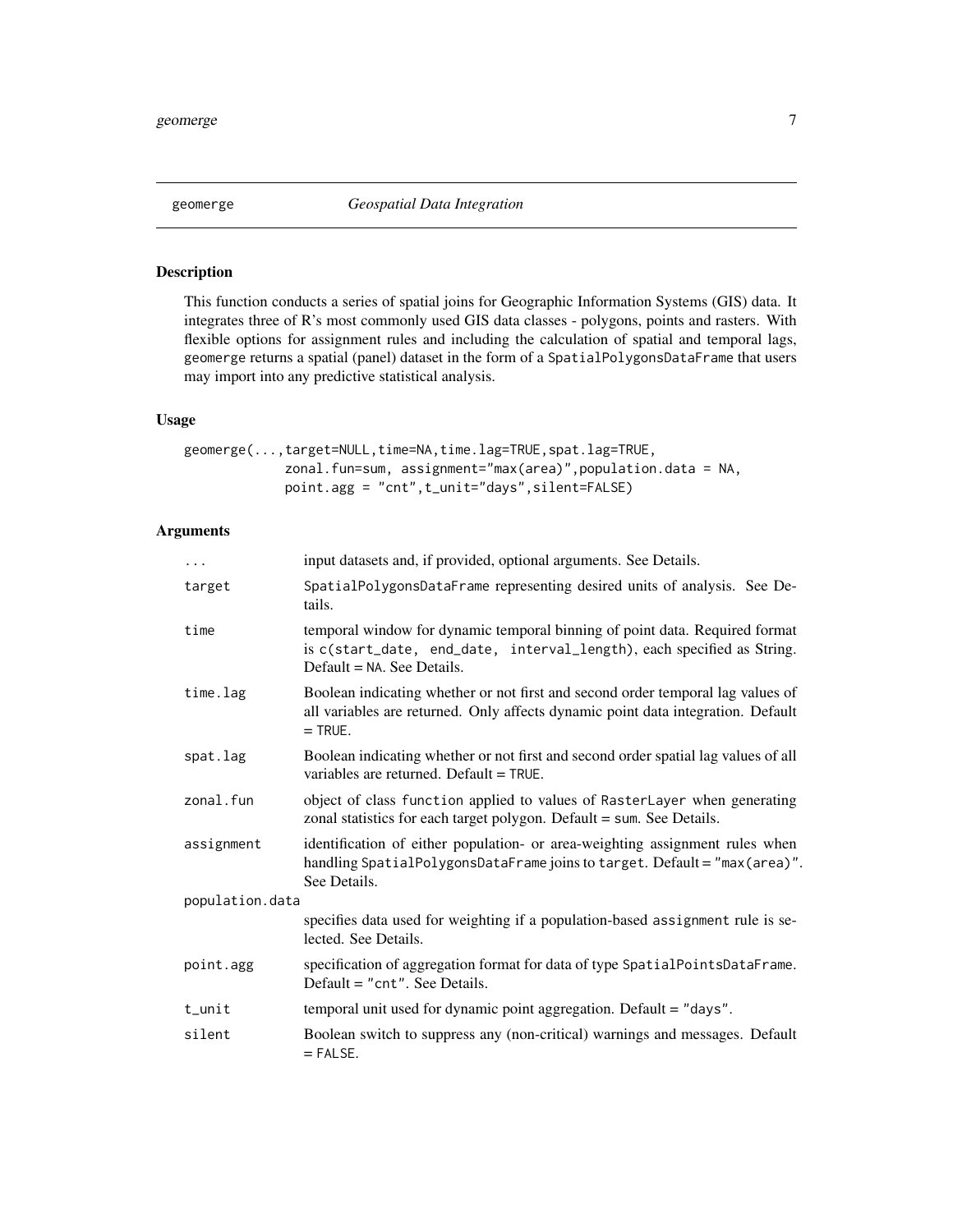# geomerge — *Geospatial Data Integration*

## Description

This function conducts a series of spatial joins for Geographic Information Systems (GIS) data. It integrates three of R's most commonly used GIS data classes - polygons, points and rasters. With flexible options for assignment rules and including the calculation of spatial and temporal lags, geomerge returns a spatial (panel) dataset in the form of a SpatialPolygonsDataFrame that users may import into any predictive statistical analysis.

## Usage

```
geomerge(...,target=NULL,time=NA,time.lag=TRUE,spat.lag=TRUE,
         zonal.fun=sum, assignment="max(area)",population.data = NA,
         point.agg = "cnt",t_unit="days",silent=FALSE)
```

## Arguments

| | |
|---|---|
| `...` | input datasets and, if provided, optional arguments. See Details. |
| `target` | SpatialPolygonsDataFrame representing desired units of analysis. See Details. |
| `time` | temporal window for dynamic temporal binning of point data. Required format is c(start_date, end_date, interval_length), each specified as String. Default = NA. See Details. |
| `time.lag` | Boolean indicating whether or not first and second order temporal lag values of all variables are returned. Only affects dynamic point data integration. Default = TRUE. |
| `spat.lag` | Boolean indicating whether or not first and second order spatial lag values of all variables are returned. Default = TRUE. |
| `zonal.fun` | object of class function applied to values of RasterLayer when generating zonal statistics for each target polygon. Default = sum. See Details. |
| `assignment` | identification of either population- or area-weighting assignment rules when handling SpatialPolygonsDataFrame joins to target. Default = "max(area)". See Details. |
| `population.data` | specifies data used for weighting if a population-based assignment rule is selected. See Details. |
| `point.agg` | specification of aggregation format for data of type SpatialPointsDataFrame. Default = "cnt". See Details. |
| `t_unit` | temporal unit used for dynamic point aggregation. Default = "days". |
| `silent` | Boolean switch to suppress any (non-critical) warnings and messages. Default = FALSE. |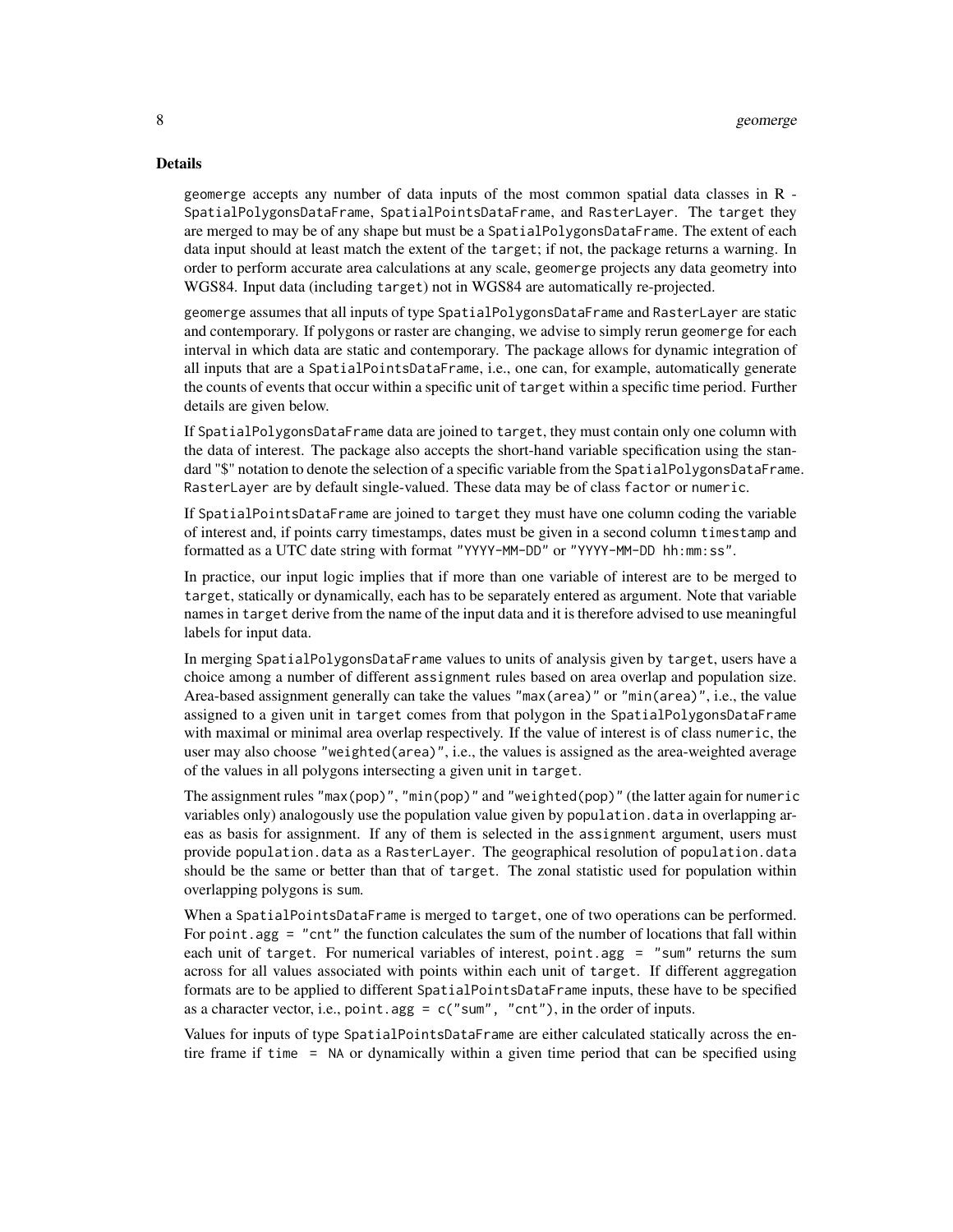### Details

geomerge accepts any number of data inputs of the most common spatial data classes in R - SpatialPolygonsDataFrame, SpatialPointsDataFrame, and RasterLayer. The target they are merged to may be of any shape but must be a SpatialPolygonsDataFrame. The extent of each data input should at least match the extent of the target; if not, the package returns a warning. In order to perform accurate area calculations at any scale, geomerge projects any data geometry into WGS84. Input data (including target) not in WGS84 are automatically re-projected.

geomerge assumes that all inputs of type SpatialPolygonsDataFrame and RasterLayer are static and contemporary. If polygons or raster are changing, we advise to simply rerun geomerge for each interval in which data are static and contemporary. The package allows for dynamic integration of all inputs that are a SpatialPointsDataFrame, i.e., one can, for example, automatically generate the counts of events that occur within a specific unit of target within a specific time period. Further details are given below.

If SpatialPolygonsDataFrame data are joined to target, they must contain only one column with the data of interest. The package also accepts the short-hand variable specification using the standard "$" notation to denote the selection of a specific variable from the SpatialPolygonsDataFrame. RasterLayer are by default single-valued. These data may be of class factor or numeric.

If SpatialPointsDataFrame are joined to target they must have one column coding the variable of interest and, if points carry timestamps, dates must be given in a second column timestamp and formatted as a UTC date string with format "YYYY-MM-DD" or "YYYY-MM-DD hh:mm:ss".

In practice, our input logic implies that if more than one variable of interest are to be merged to target, statically or dynamically, each has to be separately entered as argument. Note that variable names in target derive from the name of the input data and it is therefore advised to use meaningful labels for input data.

In merging SpatialPolygonsDataFrame values to units of analysis given by target, users have a choice among a number of different assignment rules based on area overlap and population size. Area-based assignment generally can take the values "max(area)" or "min(area)", i.e., the value assigned to a given unit in target comes from that polygon in the SpatialPolygonsDataFrame with maximal or minimal area overlap respectively. If the value of interest is of class numeric, the user may also choose "weighted(area)", i.e., the values is assigned as the area-weighted average of the values in all polygons intersecting a given unit in target.

The assignment rules "max(pop)", "min(pop)" and "weighted(pop)" (the latter again for numeric variables only) analogously use the population value given by population.data in overlapping areas as basis for assignment. If any of them is selected in the assignment argument, users must provide population.data as a RasterLayer. The geographical resolution of population.data should be the same or better than that of target. The zonal statistic used for population within overlapping polygons is sum.

When a SpatialPointsDataFrame is merged to target, one of two operations can be performed. For point.agg = "cnt" the function calculates the sum of the number of locations that fall within each unit of target. For numerical variables of interest, point.agg = "sum" returns the sum across for all values associated with points within each unit of target. If different aggregation formats are to be applied to different SpatialPointsDataFrame inputs, these have to be specified as a character vector, i.e., point.agg = c("sum", "cnt"), in the order of inputs.

Values for inputs of type SpatialPointsDataFrame are either calculated statically across the entire frame if time = NA or dynamically within a given time period that can be specified using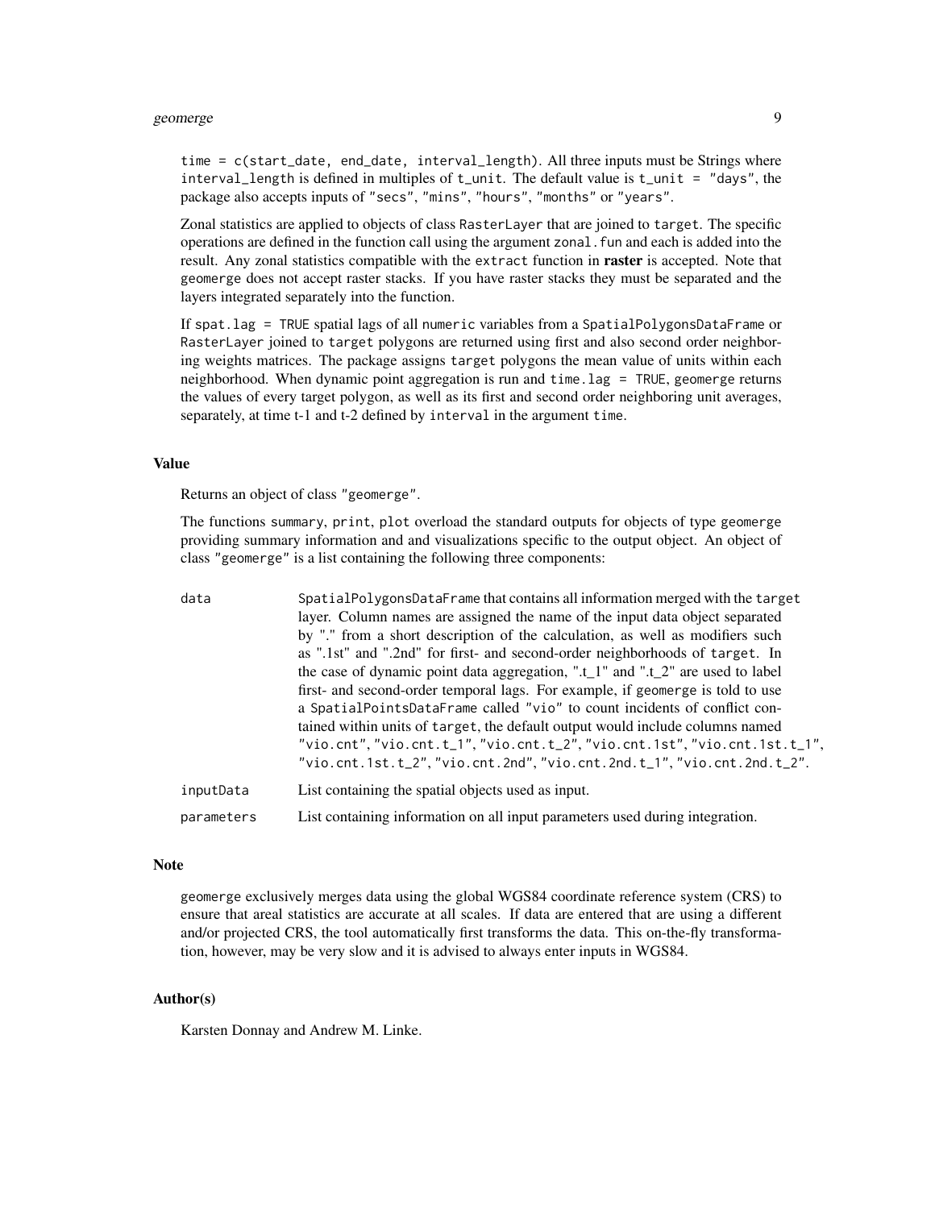time = c(start_date, end_date, interval_length). All three inputs must be Strings where interval_length is defined in multiples of t_unit. The default value is t_unit = "days", the package also accepts inputs of "secs", "mins", "hours", "months" or "years".

Zonal statistics are applied to objects of class RasterLayer that are joined to target. The specific operations are defined in the function call using the argument zonal.fun and each is added into the result. Any zonal statistics compatible with the extract function in **raster** is accepted. Note that geomerge does not accept raster stacks. If you have raster stacks they must be separated and the layers integrated separately into the function.

If spat.lag = TRUE spatial lags of all numeric variables from a SpatialPolygonsDataFrame or RasterLayer joined to target polygons are returned using first and also second order neighboring weights matrices. The package assigns target polygons the mean value of units within each neighborhood. When dynamic point aggregation is run and time.lag = TRUE, geomerge returns the values of every target polygon, as well as its first and second order neighboring unit averages, separately, at time t-1 and t-2 defined by interval in the argument time.

### Value

Returns an object of class "geomerge".

The functions summary, print, plot overload the standard outputs for objects of type geomerge providing summary information and and visualizations specific to the output object. An object of class "geomerge" is a list containing the following three components:

- **data**: SpatialPolygonsDataFrame that contains all information merged with the target layer. Column names are assigned the name of the input data object separated by "." from a short description of the calculation, as well as modifiers such as ".1st" and ".2nd" for first- and second-order neighborhoods of target. In the case of dynamic point data aggregation, ".t_1" and ".t_2" are used to label first- and second-order temporal lags. For example, if geomerge is told to use a SpatialPointsDataFrame called "vio" to count incidents of conflict contained within units of target, the default output would include columns named "vio.cnt", "vio.cnt.t_1", "vio.cnt.t_2", "vio.cnt.1st", "vio.cnt.1st.t_1", "vio.cnt.1st.t_2", "vio.cnt.2nd", "vio.cnt.2nd.t_1", "vio.cnt.2nd.t_2".
- **inputData**: List containing the spatial objects used as input.
- **parameters**: List containing information on all input parameters used during integration.

### Note

geomerge exclusively merges data using the global WGS84 coordinate reference system (CRS) to ensure that areal statistics are accurate at all scales. If data are entered that are using a different and/or projected CRS, the tool automatically first transforms the data. This on-the-fly transformation, however, may be very slow and it is advised to always enter inputs in WGS84.

### Author(s)

Karsten Donnay and Andrew M. Linke.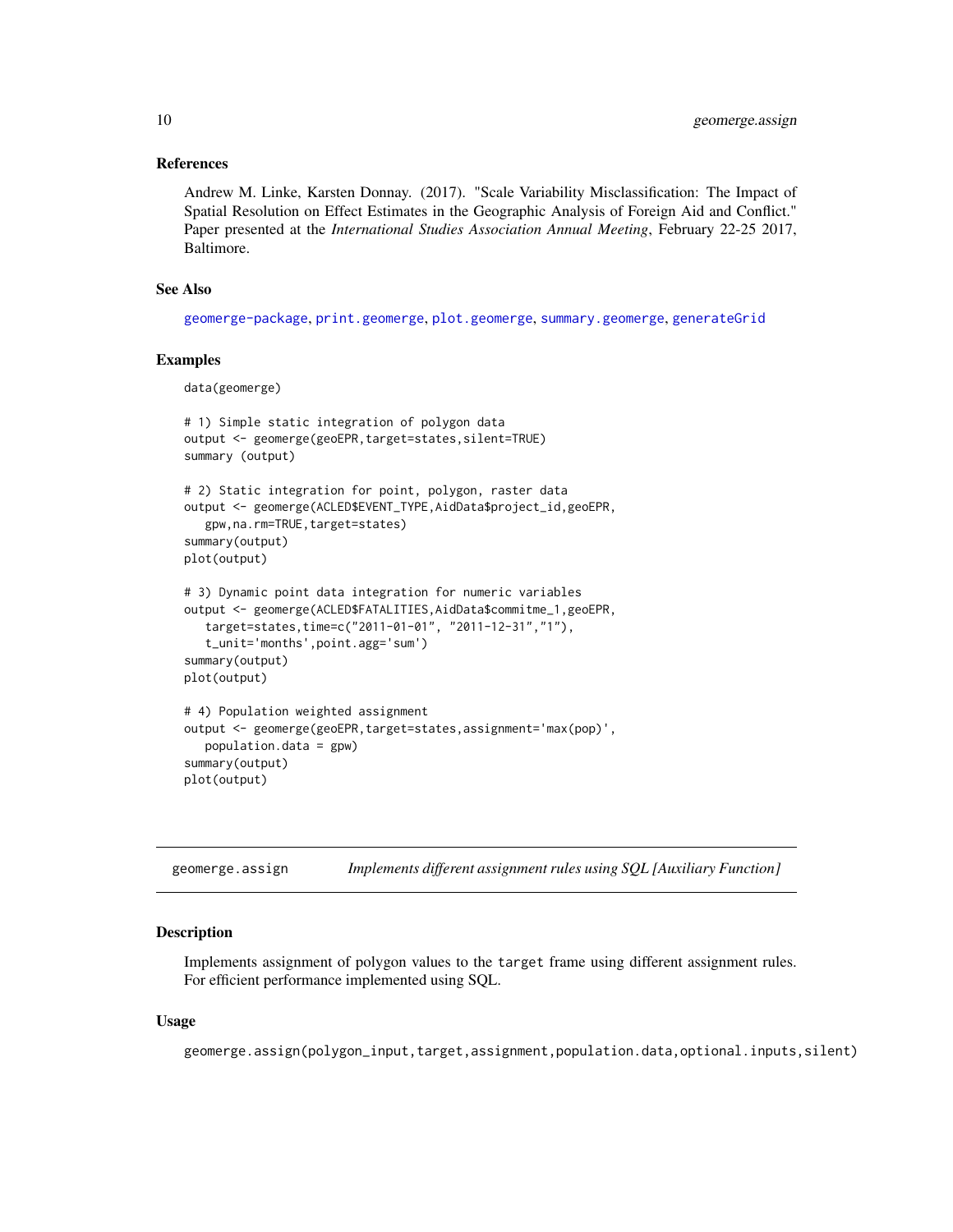### References

Andrew M. Linke, Karsten Donnay. (2017). "Scale Variability Misclassification: The Impact of Spatial Resolution on Effect Estimates in the Geographic Analysis of Foreign Aid and Conflict." Paper presented at the *International Studies Association Annual Meeting*, February 22-25 2017, Baltimore.

### See Also

geomerge-package, print.geomerge, plot.geomerge, summary.geomerge, generateGrid

### Examples

```
data(geomerge)

# 1) Simple static integration of polygon data
output <- geomerge(geoEPR,target=states,silent=TRUE)
summary (output)

# 2) Static integration for point, polygon, raster data
output <- geomerge(ACLED$EVENT_TYPE,AidData$project_id,geoEPR,
   gpw,na.rm=TRUE,target=states)
summary(output)
plot(output)

# 3) Dynamic point data integration for numeric variables
output <- geomerge(ACLED$FATALITIES,AidData$commitme_1,geoEPR,
   target=states,time=c("2011-01-01", "2011-12-31","1"),
   t_unit='months',point.agg='sum')
summary(output)
plot(output)

# 4) Population weighted assignment
output <- geomerge(geoEPR,target=states,assignment='max(pop)',
   population.data = gpw)
summary(output)
plot(output)
```

---

## geomerge.assign — *Implements different assignment rules using SQL [Auxiliary Function]*

### Description

Implements assignment of polygon values to the `target` frame using different assignment rules. For efficient performance implemented using SQL.

### Usage

```
geomerge.assign(polygon_input,target,assignment,population.data,optional.inputs,silent)
```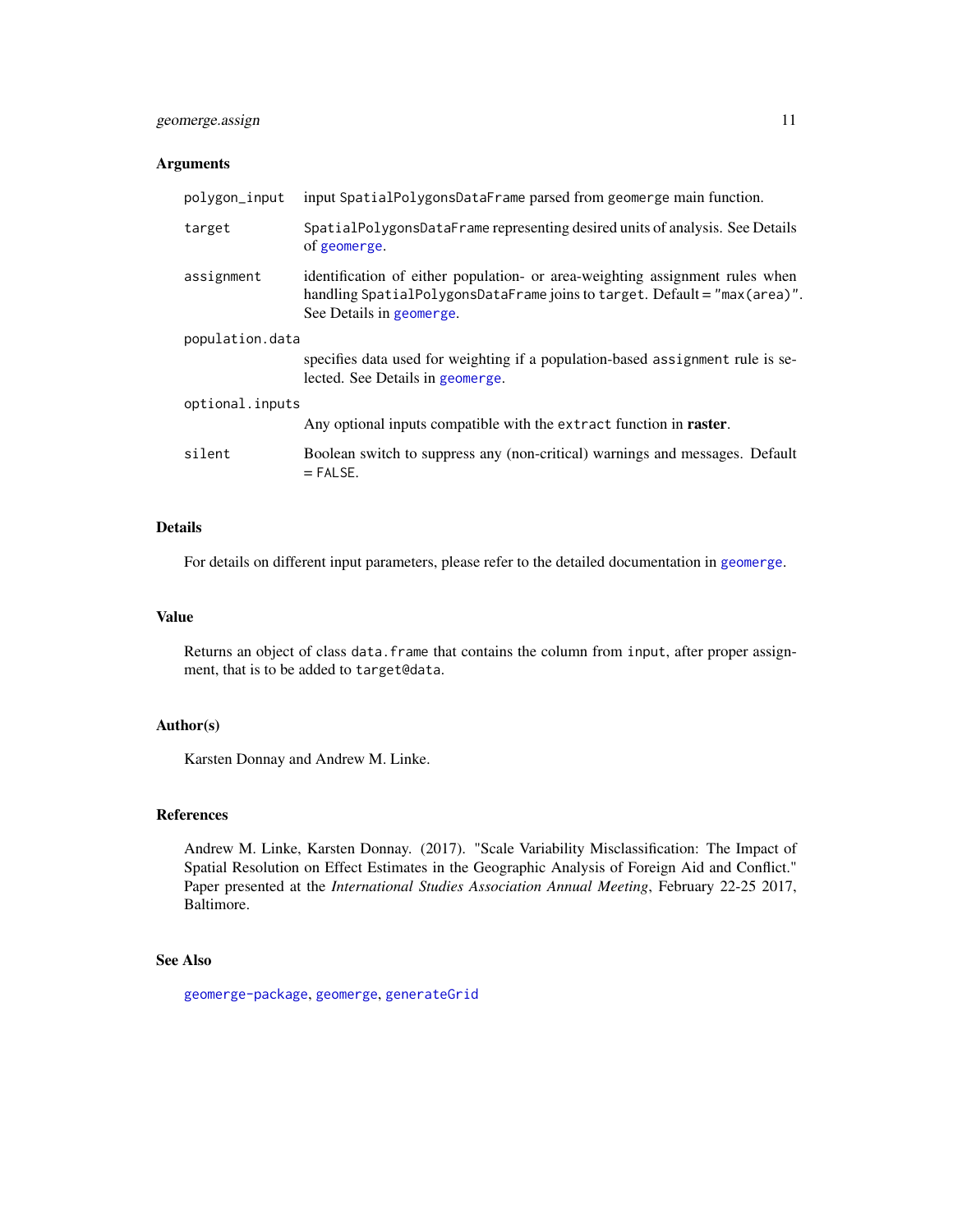## Arguments

| | |
|---|---|
| `polygon_input` | input `SpatialPolygonsDataFrame` parsed from `geomerge` main function. |
| `target` | `SpatialPolygonsDataFrame` representing desired units of analysis. See Details of `geomerge`. |
| `assignment` | identification of either population- or area-weighting assignment rules when handling `SpatialPolygonsDataFrame` joins to `target`. Default = `"max(area)"`. See Details in `geomerge`. |
| `population.data` | specifies data used for weighting if a population-based `assignment` rule is selected. See Details in `geomerge`. |
| `optional.inputs` | Any optional inputs compatible with the `extract` function in **raster**. |
| `silent` | Boolean switch to suppress any (non-critical) warnings and messages. Default = `FALSE`. |

## Details

For details on different input parameters, please refer to the detailed documentation in `geomerge`.

## Value

Returns an object of class `data.frame` that contains the column from `input`, after proper assignment, that is to be added to `target@data`.

## Author(s)

Karsten Donnay and Andrew M. Linke.

## References

Andrew M. Linke, Karsten Donnay. (2017). "Scale Variability Misclassification: The Impact of Spatial Resolution on Effect Estimates in the Geographic Analysis of Foreign Aid and Conflict." Paper presented at the *International Studies Association Annual Meeting*, February 22-25 2017, Baltimore.

## See Also

`geomerge-package`, `geomerge`, `generateGrid`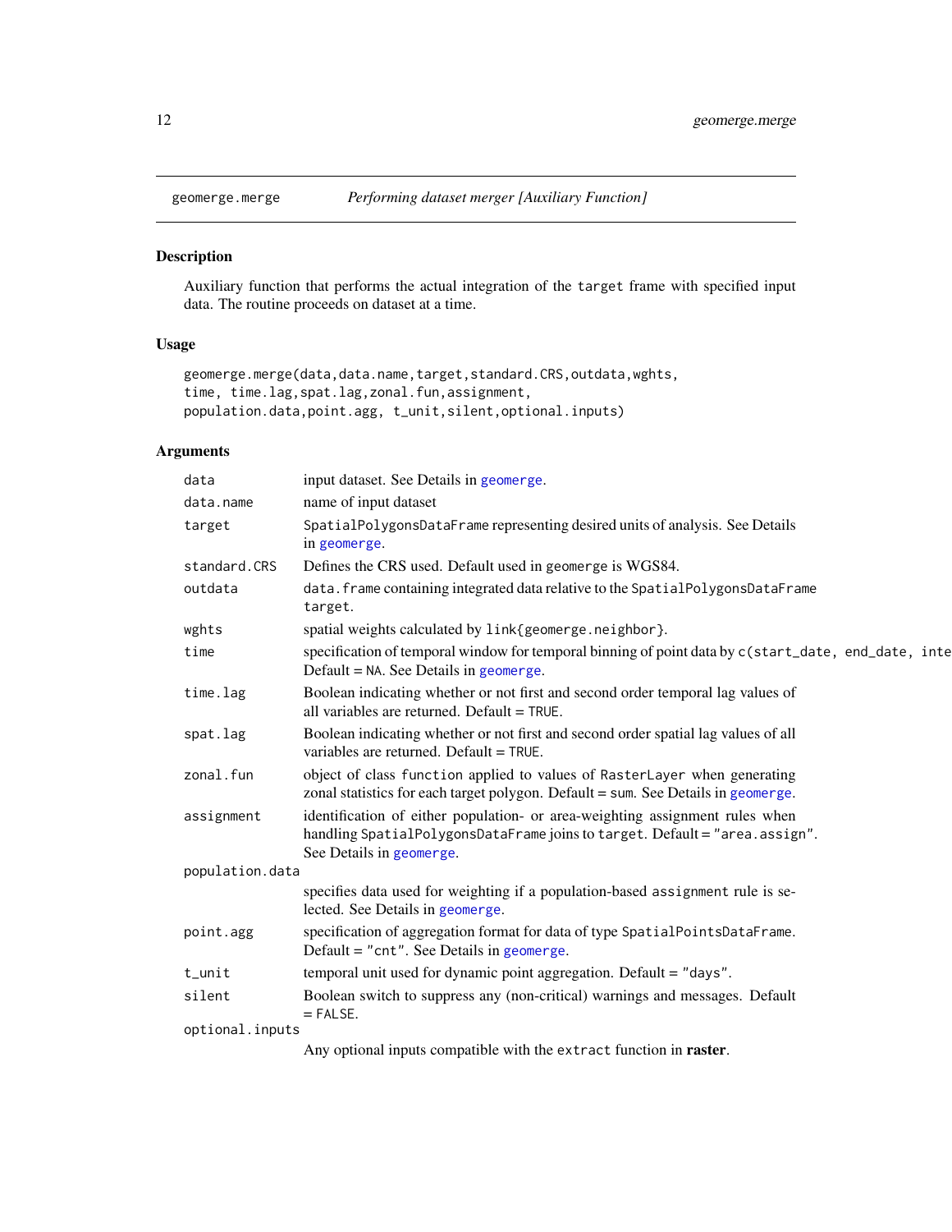# geomerge.merge — *Performing dataset merger [Auxiliary Function]*

## Description

Auxiliary function that performs the actual integration of the `target` frame with specified input data. The routine proceeds on dataset at a time.

## Usage

```
geomerge.merge(data,data.name,target,standard.CRS,outdata,wghts,
time, time.lag,spat.lag,zonal.fun,assignment,
population.data,point.agg, t_unit,silent,optional.inputs)
```

## Arguments

| | |
|---|---|
| `data` | input dataset. See Details in geomerge. |
| `data.name` | name of input dataset |
| `target` | `SpatialPolygonsDataFrame` representing desired units of analysis. See Details in geomerge. |
| `standard.CRS` | Defines the CRS used. Default used in geomerge is WGS84. |
| `outdata` | `data.frame` containing integrated data relative to the `SpatialPolygonsDataFrame` `target`. |
| `wghts` | spatial weights calculated by `link{geomerge.neighbor}`. |
| `time` | specification of temporal window for temporal binning of point data by `c(start_date, end_date, inte` Default = NA. See Details in geomerge. |
| `time.lag` | Boolean indicating whether or not first and second order temporal lag values of all variables are returned. Default = `TRUE`. |
| `spat.lag` | Boolean indicating whether or not first and second order spatial lag values of all variables are returned. Default = `TRUE`. |
| `zonal.fun` | object of class `function` applied to values of `RasterLayer` when generating zonal statistics for each target polygon. Default = `sum`. See Details in geomerge. |
| `assignment` | identification of either population- or area-weighting assignment rules when handling `SpatialPolygonsDataFrame` joins to `target`. Default = `"area.assign"`. See Details in geomerge. |
| `population.data` | specifies data used for weighting if a population-based `assignment` rule is selected. See Details in geomerge. |
| `point.agg` | specification of aggregation format for data of type `SpatialPointsDataFrame`. Default = `"cnt"`. See Details in geomerge. |
| `t_unit` | temporal unit used for dynamic point aggregation. Default = `"days"`. |
| `silent` | Boolean switch to suppress any (non-critical) warnings and messages. Default = `FALSE`. |
| `optional.inputs` | Any optional inputs compatible with the `extract` function in **raster**. |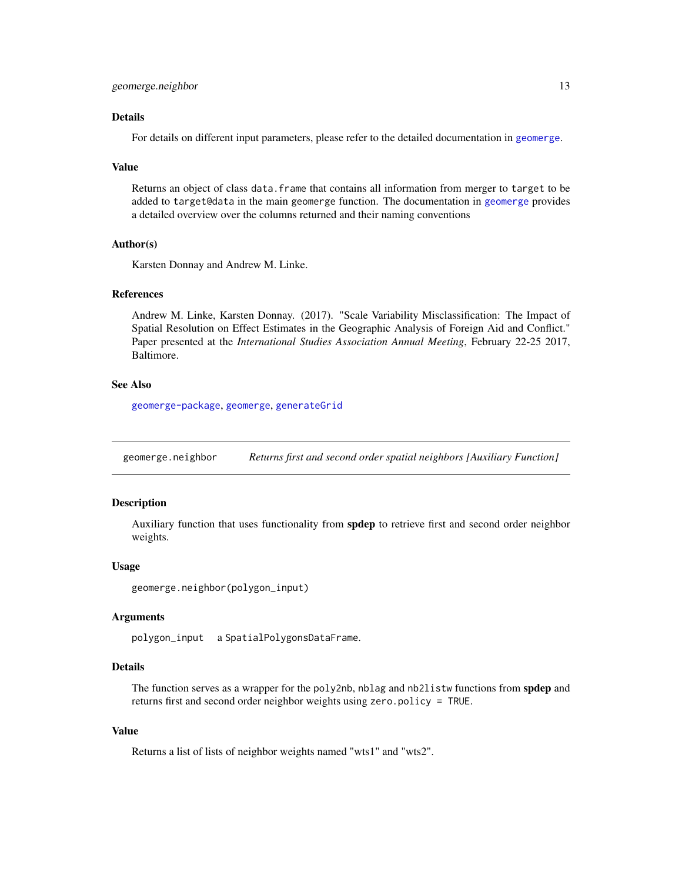### Details

For details on different input parameters, please refer to the detailed documentation in `geomerge`.

### Value

Returns an object of class `data.frame` that contains all information from merger to `target` to be added to `target@data` in the main geomerge function. The documentation in `geomerge` provides a detailed overview over the columns returned and their naming conventions

### Author(s)

Karsten Donnay and Andrew M. Linke.

### References

Andrew M. Linke, Karsten Donnay. (2017). "Scale Variability Misclassification: The Impact of Spatial Resolution on Effect Estimates in the Geographic Analysis of Foreign Aid and Conflict." Paper presented at the *International Studies Association Annual Meeting*, February 22-25 2017, Baltimore.

### See Also

`geomerge-package`, `geomerge`, `generateGrid`

---

## geomerge.neighbor — *Returns first and second order spatial neighbors [Auxiliary Function]*

---

### Description

Auxiliary function that uses functionality from **spdep** to retrieve first and second order neighbor weights.

### Usage

```
geomerge.neighbor(polygon_input)
```

### Arguments

| | |
|---|---|
| `polygon_input` | a `SpatialPolygonsDataFrame`. |

### Details

The function serves as a wrapper for the `poly2nb`, `nblag` and `nb2listw` functions from **spdep** and returns first and second order neighbor weights using `zero.policy = TRUE`.

### Value

Returns a list of lists of neighbor weights named "wts1" and "wts2".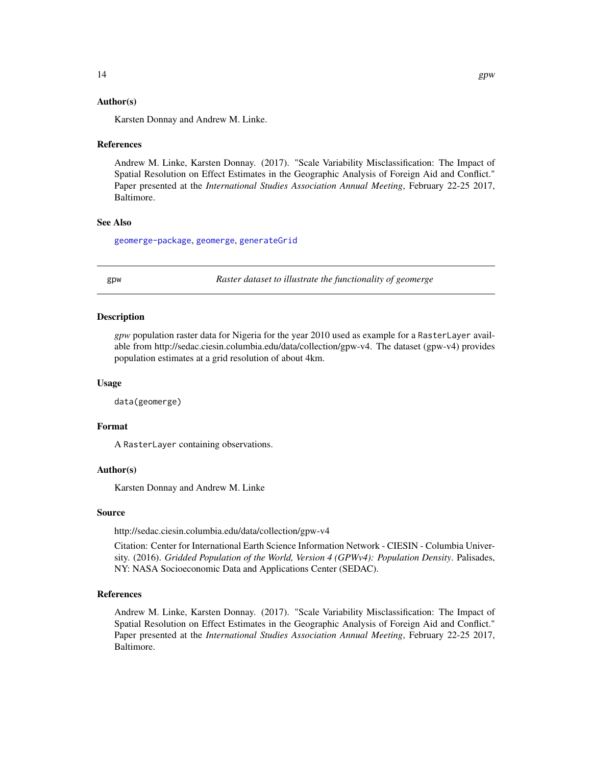### Author(s)

Karsten Donnay and Andrew M. Linke.

### References

Andrew M. Linke, Karsten Donnay. (2017). "Scale Variability Misclassification: The Impact of Spatial Resolution on Effect Estimates in the Geographic Analysis of Foreign Aid and Conflict." Paper presented at the *International Studies Association Annual Meeting*, February 22-25 2017, Baltimore.

### See Also

geomerge-package, geomerge, generateGrid

---

## gpw — *Raster dataset to illustrate the functionality of geomerge*

### Description

*gpw* population raster data for Nigeria for the year 2010 used as example for a `RasterLayer` available from http://sedac.ciesin.columbia.edu/data/collection/gpw-v4. The dataset (gpw-v4) provides population estimates at a grid resolution of about 4km.

### Usage

```
data(geomerge)
```

### Format

A `RasterLayer` containing observations.

### Author(s)

Karsten Donnay and Andrew M. Linke

### Source

http://sedac.ciesin.columbia.edu/data/collection/gpw-v4

Citation: Center for International Earth Science Information Network - CIESIN - Columbia University. (2016). *Gridded Population of the World, Version 4 (GPWv4): Population Density*. Palisades, NY: NASA Socioeconomic Data and Applications Center (SEDAC).

### References

Andrew M. Linke, Karsten Donnay. (2017). "Scale Variability Misclassification: The Impact of Spatial Resolution on Effect Estimates in the Geographic Analysis of Foreign Aid and Conflict." Paper presented at the *International Studies Association Annual Meeting*, February 22-25 2017, Baltimore.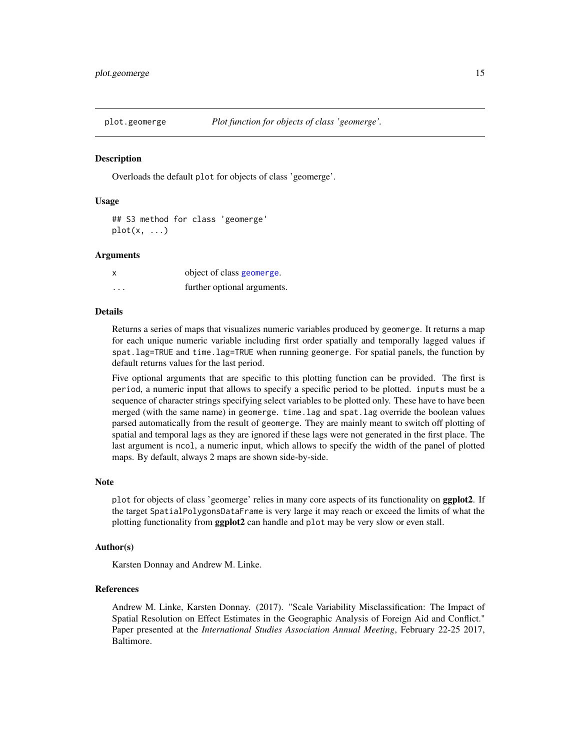## plot.geomerge — *Plot function for objects of class 'geomerge'.*

### Description

Overloads the default `plot` for objects of class 'geomerge'.

### Usage

```
## S3 method for class 'geomerge'
plot(x, ...)
```

### Arguments

| | |
|---|---|
| x | object of class geomerge. |
| ... | further optional arguments. |

### Details

Returns a series of maps that visualizes numeric variables produced by `geomerge`. It returns a map for each unique numeric variable including first order spatially and temporally lagged values if `spat.lag=TRUE` and `time.lag=TRUE` when running `geomerge`. For spatial panels, the function by default returns values for the last period.

Five optional arguments that are specific to this plotting function can be provided. The first is `period`, a numeric input that allows to specify a specific period to be plotted. `inputs` must be a sequence of character strings specifying select variables to be plotted only. These have to have been merged (with the same name) in `geomerge`. `time.lag` and `spat.lag` override the boolean values parsed automatically from the result of `geomerge`. They are mainly meant to switch off plotting of spatial and temporal lags as they are ignored if these lags were not generated in the first place. The last argument is `ncol`, a numeric input, which allows to specify the width of the panel of plotted maps. By default, always 2 maps are shown side-by-side.

### Note

`plot` for objects of class 'geomerge' relies in many core aspects of its functionality on **ggplot2**. If the target `SpatialPolygonsDataFrame` is very large it may reach or exceed the limits of what the plotting functionality from **ggplot2** can handle and `plot` may be very slow or even stall.

### Author(s)

Karsten Donnay and Andrew M. Linke.

### References

Andrew M. Linke, Karsten Donnay. (2017). "Scale Variability Misclassification: The Impact of Spatial Resolution on Effect Estimates in the Geographic Analysis of Foreign Aid and Conflict." Paper presented at the *International Studies Association Annual Meeting*, February 22-25 2017, Baltimore.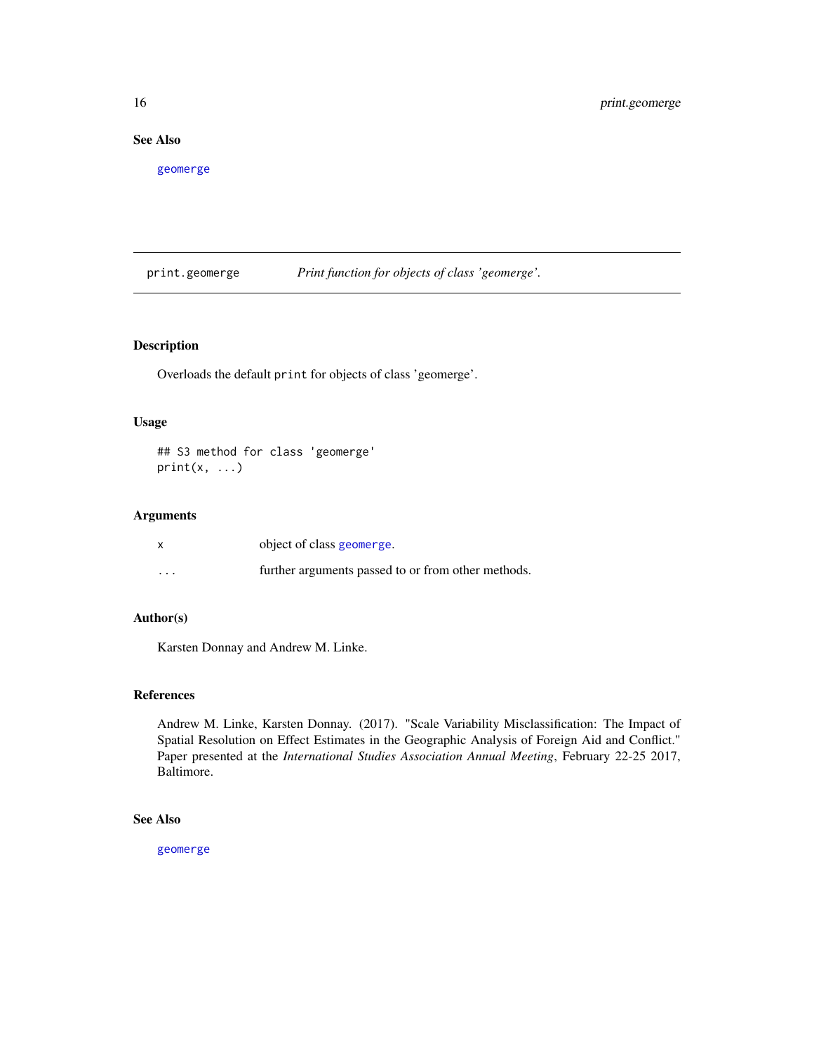### See Also

geomerge

---

## print.geomerge — *Print function for objects of class 'geomerge'.*

### Description

Overloads the default `print` for objects of class 'geomerge'.

### Usage

```
## S3 method for class 'geomerge'
print(x, ...)
```

### Arguments

| | |
|---|---|
| x | object of class geomerge. |
| ... | further arguments passed to or from other methods. |

### Author(s)

Karsten Donnay and Andrew M. Linke.

### References

Andrew M. Linke, Karsten Donnay. (2017). "Scale Variability Misclassification: The Impact of Spatial Resolution on Effect Estimates in the Geographic Analysis of Foreign Aid and Conflict." Paper presented at the *International Studies Association Annual Meeting*, February 22-25 2017, Baltimore.

### See Also

geomerge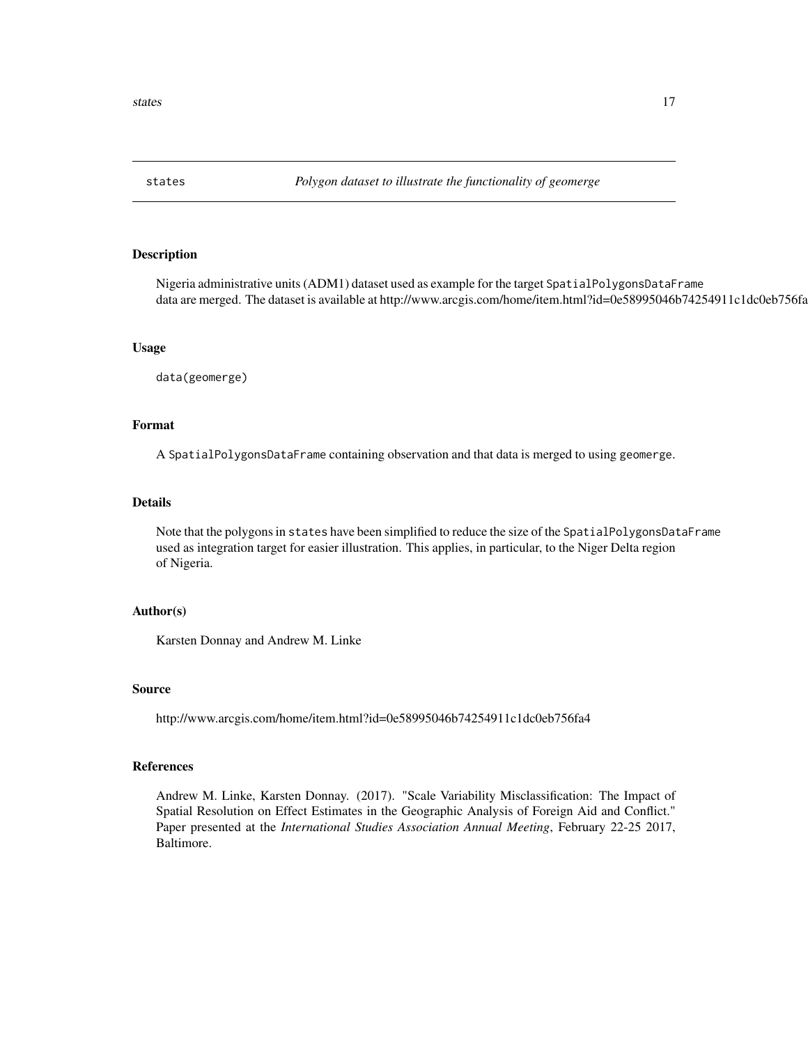## states — *Polygon dataset to illustrate the functionality of geomerge*

### Description

Nigeria administrative units (ADM1) dataset used as example for the target `SpatialPolygonsDataFrame` data are merged. The dataset is available at http://www.arcgis.com/home/item.html?id=0e58995046b74254911c1dc0eb756fa

### Usage

```
data(geomerge)
```

### Format

A `SpatialPolygonsDataFrame` containing observation and that data is merged to using `geomerge`.

### Details

Note that the polygons in `states` have been simplified to reduce the size of the `SpatialPolygonsDataFrame` used as integration target for easier illustration. This applies, in particular, to the Niger Delta region of Nigeria.

### Author(s)

Karsten Donnay and Andrew M. Linke

### Source

http://www.arcgis.com/home/item.html?id=0e58995046b74254911c1dc0eb756fa4

### References

Andrew M. Linke, Karsten Donnay. (2017). "Scale Variability Misclassification: The Impact of Spatial Resolution on Effect Estimates in the Geographic Analysis of Foreign Aid and Conflict." Paper presented at the *International Studies Association Annual Meeting*, February 22-25 2017, Baltimore.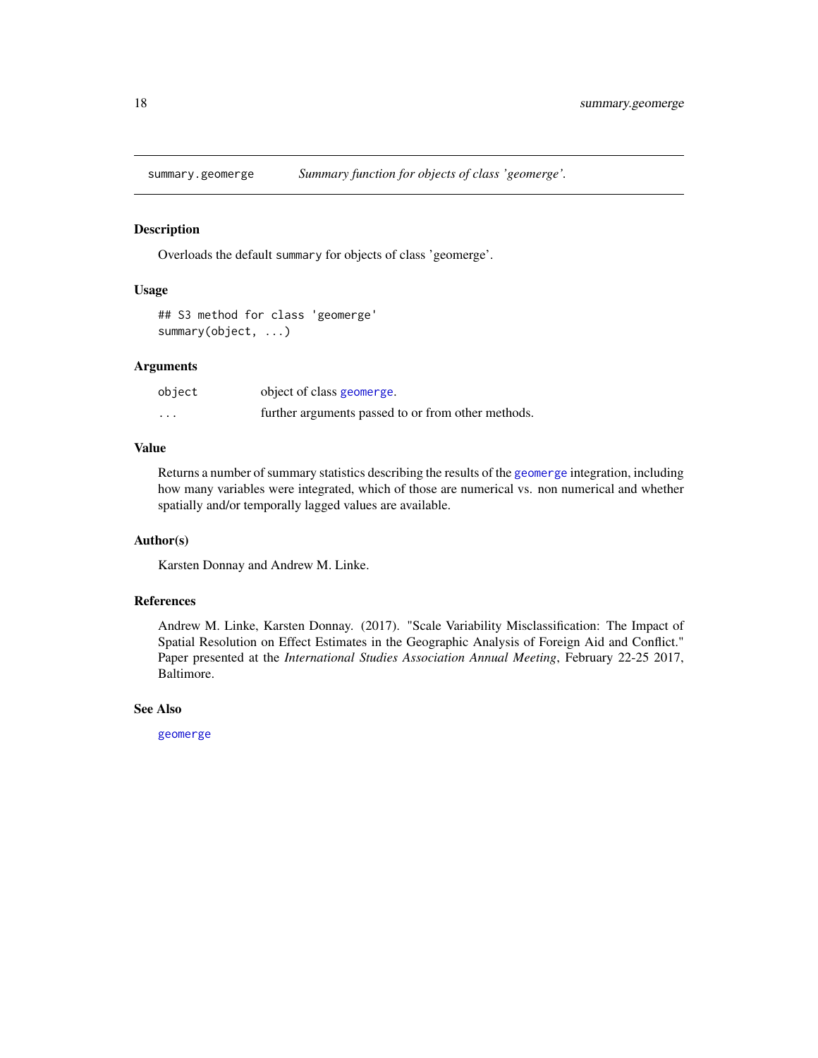## summary.geomerge — *Summary function for objects of class 'geomerge'.*

### Description

Overloads the default `summary` for objects of class 'geomerge'.

### Usage

```
## S3 method for class 'geomerge'
summary(object, ...)
```

### Arguments

| | |
|---|---|
| `object` | object of class `geomerge`. |
| `...` | further arguments passed to or from other methods. |

### Value

Returns a number of summary statistics describing the results of the `geomerge` integration, including how many variables were integrated, which of those are numerical vs. non numerical and whether spatially and/or temporally lagged values are available.

### Author(s)

Karsten Donnay and Andrew M. Linke.

### References

Andrew M. Linke, Karsten Donnay. (2017). "Scale Variability Misclassification: The Impact of Spatial Resolution on Effect Estimates in the Geographic Analysis of Foreign Aid and Conflict." Paper presented at the *International Studies Association Annual Meeting*, February 22-25 2017, Baltimore.

### See Also

`geomerge`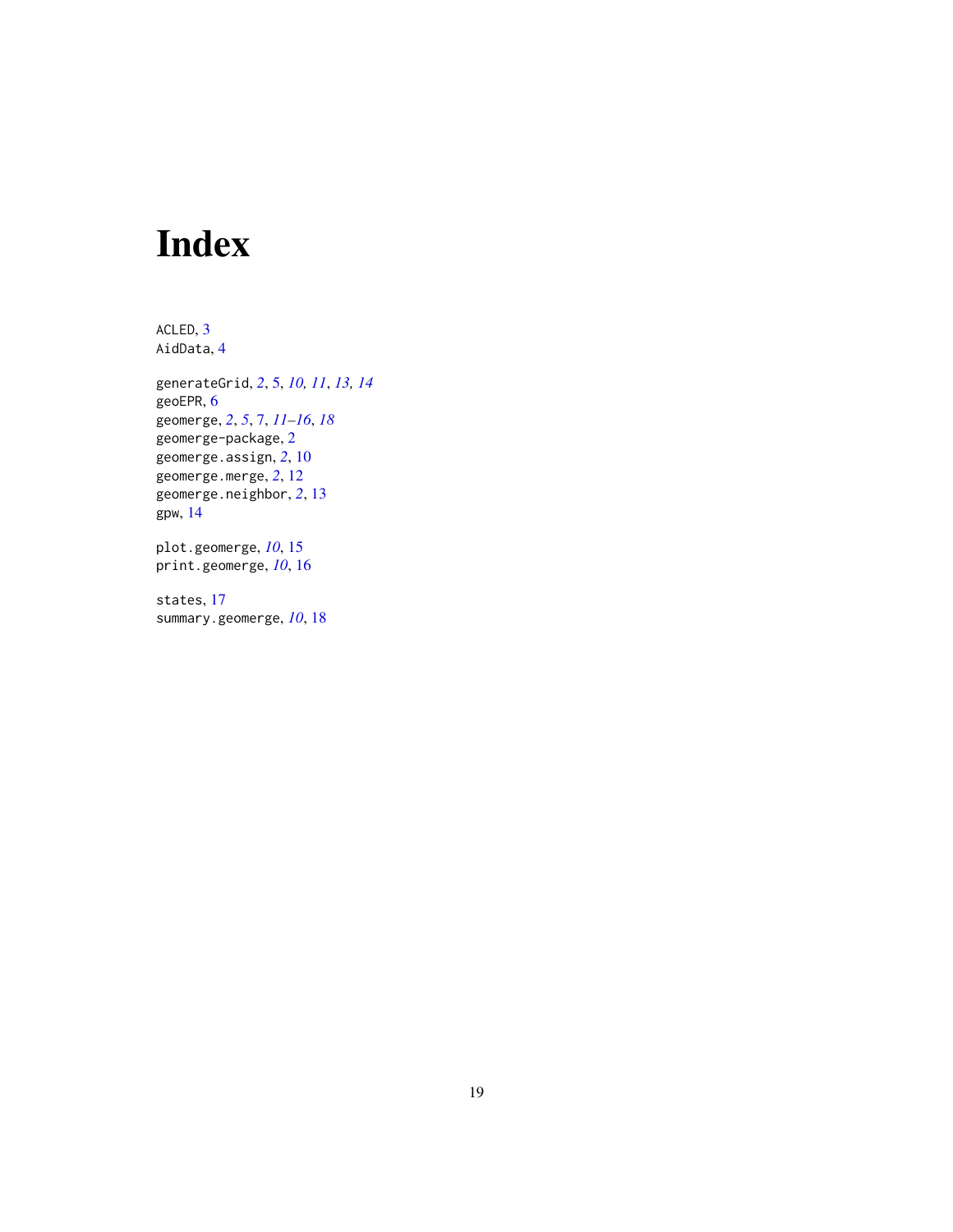# Index

ACLED, 3
AidData, 4

generateGrid, *2*, 5, *10, 11*, *13, 14*
geoEPR, 6
geomerge, *2*, *5*, 7, *11–16*, *18*
geomerge-package, 2
geomerge.assign, *2*, 10
geomerge.merge, *2*, 12
geomerge.neighbor, *2*, 13
gpw, 14

plot.geomerge, *10*, 15
print.geomerge, *10*, 16

states, 17
summary.geomerge, *10*, 18